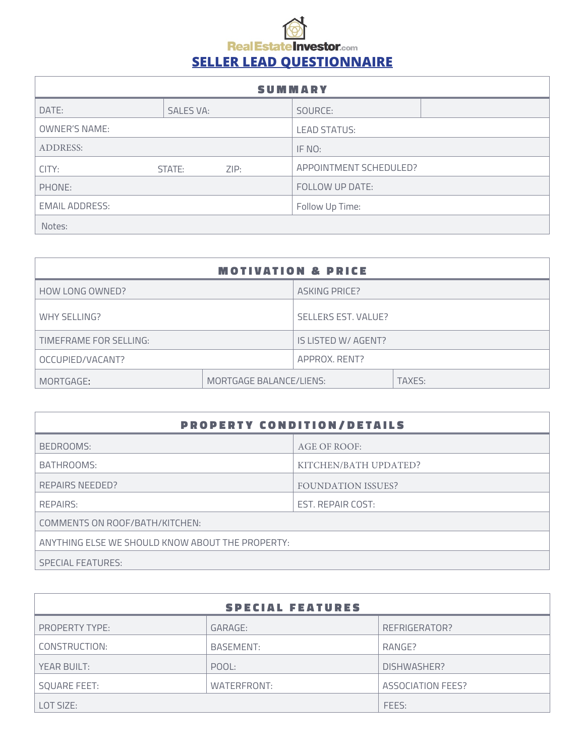RealEstateInvestor.com

# SELLER LEAD QUESTIONNAIRE

| SUMMARY | | | |
|---|---|---|---|
| DATE: | SALES VA: | SOURCE: | |
| OWNER'S NAME: | | LEAD STATUS: | |
| ADDRESS: | | IF NO: | |
| CITY: STATE: ZIP: | | APPOINTMENT SCHEDULED? | |
| PHONE: | | FOLLOW UP DATE: | |
| EMAIL ADDRESS: | | Follow Up Time: | |
| Notes: | | | |

| MOTIVATION & PRICE | | |
|---|---|---|
| HOW LONG OWNED? | | ASKING PRICE? |
| WHY SELLING? | | SELLERS EST. VALUE? |
| TIMEFRAME FOR SELLING: | | IS LISTED W/ AGENT? |
| OCCUPIED/VACANT? | | APPROX. RENT? |
| MORTGAGE: | MORTGAGE BALANCE/LIENS: | TAXES: |

| PROPERTY CONDITION/DETAILS | |
|---|---|
| BEDROOMS: | AGE OF ROOF: |
| BATHROOMS: | KITCHEN/BATH UPDATED? |
| REPAIRS NEEDED? | FOUNDATION ISSUES? |
| REPAIRS: | EST. REPAIR COST: |
| COMMENTS ON ROOF/BATH/KITCHEN: | |
| ANYTHING ELSE WE SHOULD KNOW ABOUT THE PROPERTY: | |
| SPECIAL FEATURES: | |

| SPECIAL FEATURES | | |
|---|---|---|
| PROPERTY TYPE: | GARAGE: | REFRIGERATOR? |
| CONSTRUCTION: | BASEMENT: | RANGE? |
| YEAR BUILT: | POOL: | DISHWASHER? |
| SQUARE FEET: | WATERFRONT: | ASSOCIATION FEES? |
| LOT SIZE: | | FEES: |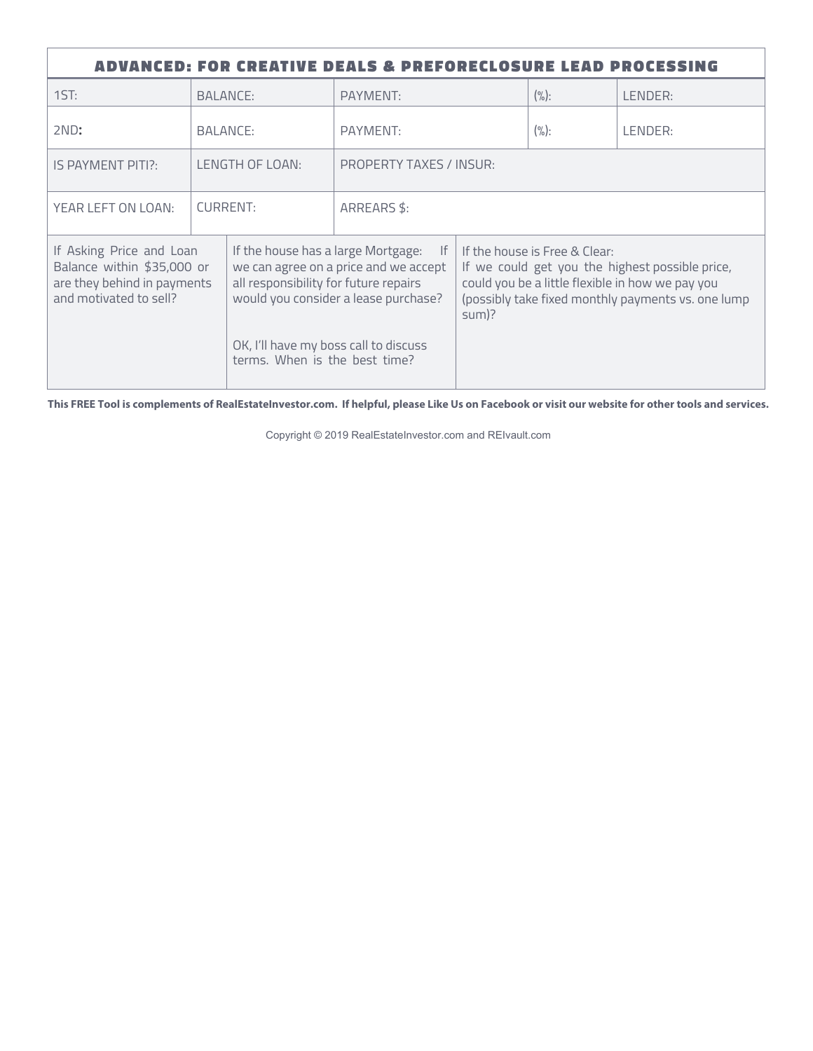## ADVANCED: FOR CREATIVE DEALS & PREFORECLOSURE LEAD PROCESSING

| | | | | |
|---|---|---|---|---|
| 1ST: | BALANCE: | PAYMENT: | (%): | LENDER: |
| 2ND**:** | BALANCE: | PAYMENT: | (%): | LENDER: |
| IS PAYMENT PITI?: | LENGTH OF LOAN: | PROPERTY TAXES / INSUR: | | |
| YEAR LEFT ON LOAN: | CURRENT: | ARREARS $: | | |

| | | |
|---|---|---|
| If Asking Price and Loan Balance within $35,000 or are they behind in payments and motivated to sell? | If the house has a large Mortgage: If we can agree on a price and we accept all responsibility for future repairs would you consider a lease purchase?<br><br>OK, I'll have my boss call to discuss terms. When is the best time? | If the house is Free & Clear:<br>If we could get you the highest possible price, could you be a little flexible in how we pay you (possibly take fixed monthly payments vs. one lump sum)? |

**This FREE Tool is complements of RealEstateInvestor.com. If helpful, please Like Us on Facebook or visit our website for other tools and services.**

Copyright © 2019 RealEstateInvestor.com and REIvault.com